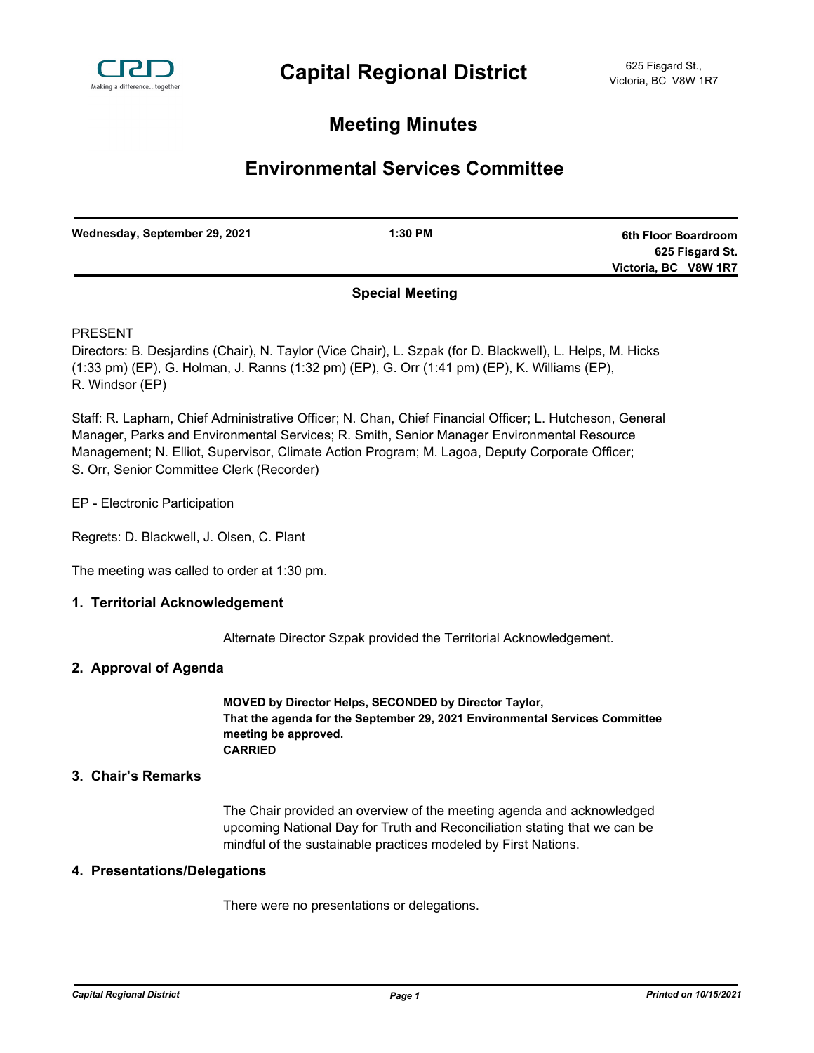# Capital Regional District

625 Fisgard St.,
Victoria, BC V8W 1R7

## Meeting Minutes

## Environmental Services Committee

**Wednesday, September 29, 2021** | **1:30 PM** | **6th Floor Boardroom, 625 Fisgard St. Victoria, BC V8W 1R7**

### Special Meeting

PRESENT

Directors: B. Desjardins (Chair), N. Taylor (Vice Chair), L. Szpak (for D. Blackwell), L. Helps, M. Hicks (1:33 pm) (EP), G. Holman, J. Ranns (1:32 pm) (EP), G. Orr (1:41 pm) (EP), K. Williams (EP), R. Windsor (EP)

Staff: R. Lapham, Chief Administrative Officer; N. Chan, Chief Financial Officer; L. Hutcheson, General Manager, Parks and Environmental Services; R. Smith, Senior Manager Environmental Resource Management; N. Elliot, Supervisor, Climate Action Program; M. Lagoa, Deputy Corporate Officer; S. Orr, Senior Committee Clerk (Recorder)

EP - Electronic Participation

Regrets: D. Blackwell, J. Olsen, C. Plant

The meeting was called to order at 1:30 pm.

### 1. Territorial Acknowledgement

Alternate Director Szpak provided the Territorial Acknowledgement.

### 2. Approval of Agenda

**MOVED by Director Helps, SECONDED by Director Taylor,**
**That the agenda for the September 29, 2021 Environmental Services Committee meeting be approved.**
**CARRIED**

### 3. Chair's Remarks

The Chair provided an overview of the meeting agenda and acknowledged upcoming National Day for Truth and Reconciliation stating that we can be mindful of the sustainable practices modeled by First Nations.

### 4. Presentations/Delegations

There were no presentations or delegations.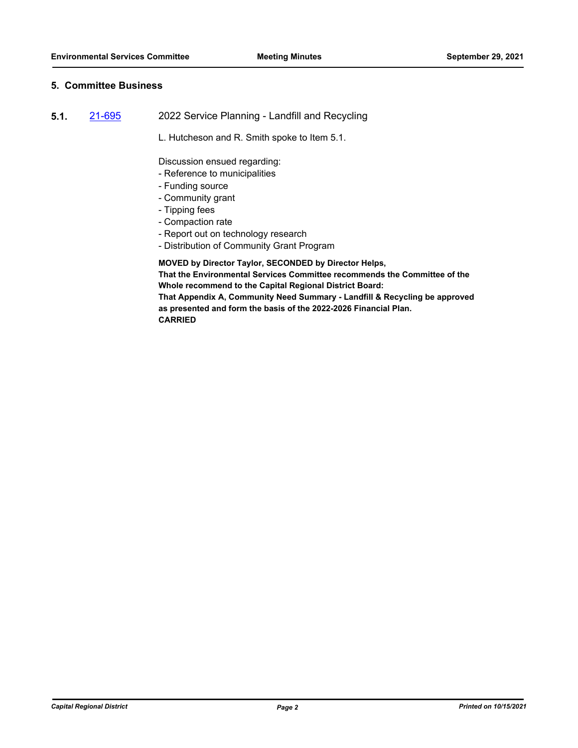## 5. Committee Business

**5.1.** [21-695](21-695) 2022 Service Planning - Landfill and Recycling

L. Hutcheson and R. Smith spoke to Item 5.1.

Discussion ensued regarding:
- Reference to municipalities
- Funding source
- Community grant
- Tipping fees
- Compaction rate
- Report out on technology research
- Distribution of Community Grant Program

**MOVED by Director Taylor, SECONDED by Director Helps,**
**That the Environmental Services Committee recommends the Committee of the Whole recommend to the Capital Regional District Board:**
**That Appendix A, Community Need Summary - Landfill & Recycling be approved as presented and form the basis of the 2022-2026 Financial Plan.**
**CARRIED**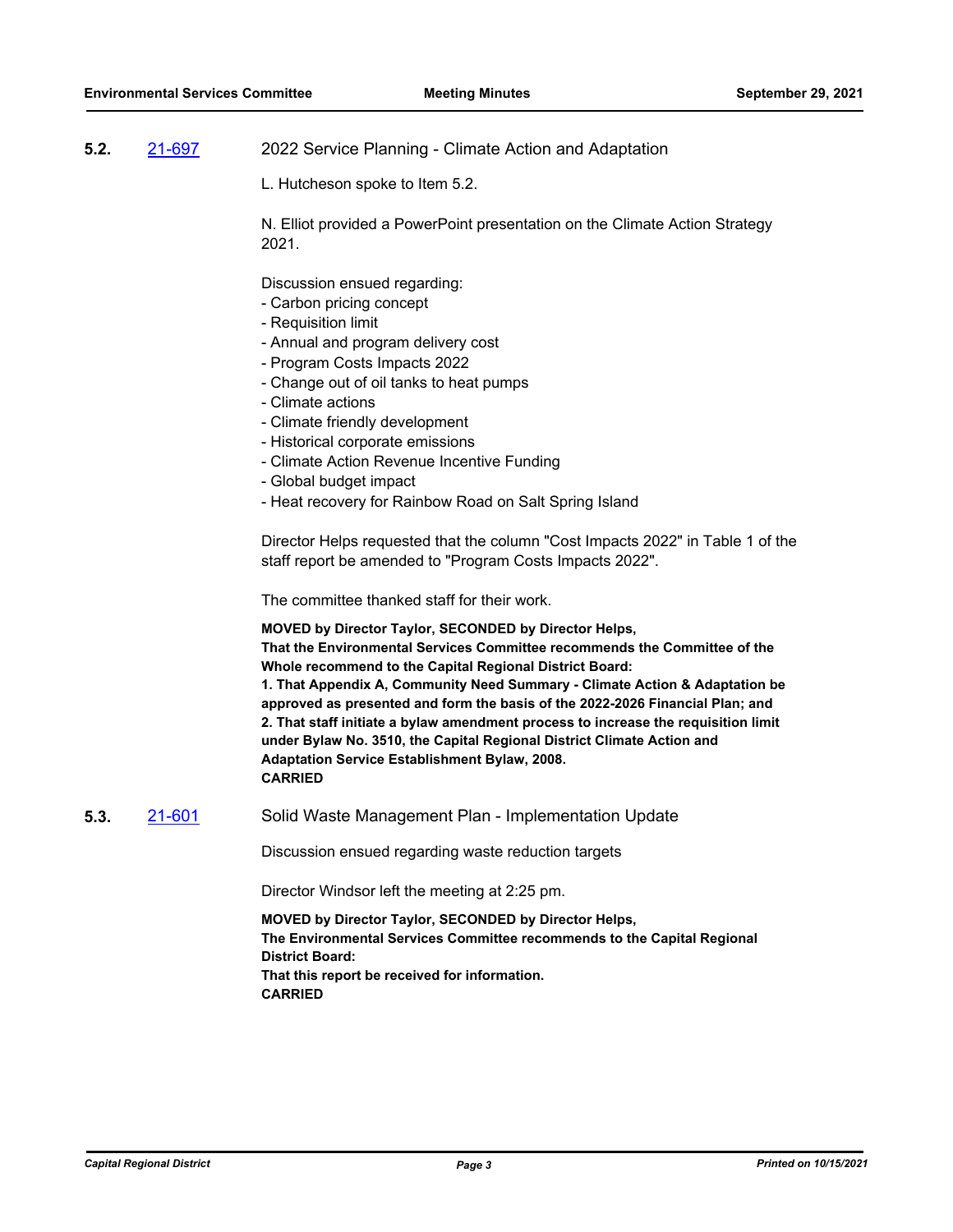**5.2.** 21-697 2022 Service Planning - Climate Action and Adaptation

L. Hutcheson spoke to Item 5.2.

N. Elliot provided a PowerPoint presentation on the Climate Action Strategy 2021.

Discussion ensued regarding:

- Carbon pricing concept
- Requisition limit
- Annual and program delivery cost
- Program Costs Impacts 2022
- Change out of oil tanks to heat pumps
- Climate actions
- Climate friendly development
- Historical corporate emissions
- Climate Action Revenue Incentive Funding
- Global budget impact
- Heat recovery for Rainbow Road on Salt Spring Island

Director Helps requested that the column "Cost Impacts 2022" in Table 1 of the staff report be amended to "Program Costs Impacts 2022".

The committee thanked staff for their work.

**MOVED by Director Taylor, SECONDED by Director Helps,**
**That the Environmental Services Committee recommends the Committee of the Whole recommend to the Capital Regional District Board:**
**1. That Appendix A, Community Need Summary - Climate Action & Adaptation be approved as presented and form the basis of the 2022-2026 Financial Plan; and**
**2. That staff initiate a bylaw amendment process to increase the requisition limit under Bylaw No. 3510, the Capital Regional District Climate Action and Adaptation Service Establishment Bylaw, 2008.**
**CARRIED**

**5.3.** 21-601 Solid Waste Management Plan - Implementation Update

Discussion ensued regarding waste reduction targets

Director Windsor left the meeting at 2:25 pm.

**MOVED by Director Taylor, SECONDED by Director Helps,**
**The Environmental Services Committee recommends to the Capital Regional District Board:**
**That this report be received for information.**
**CARRIED**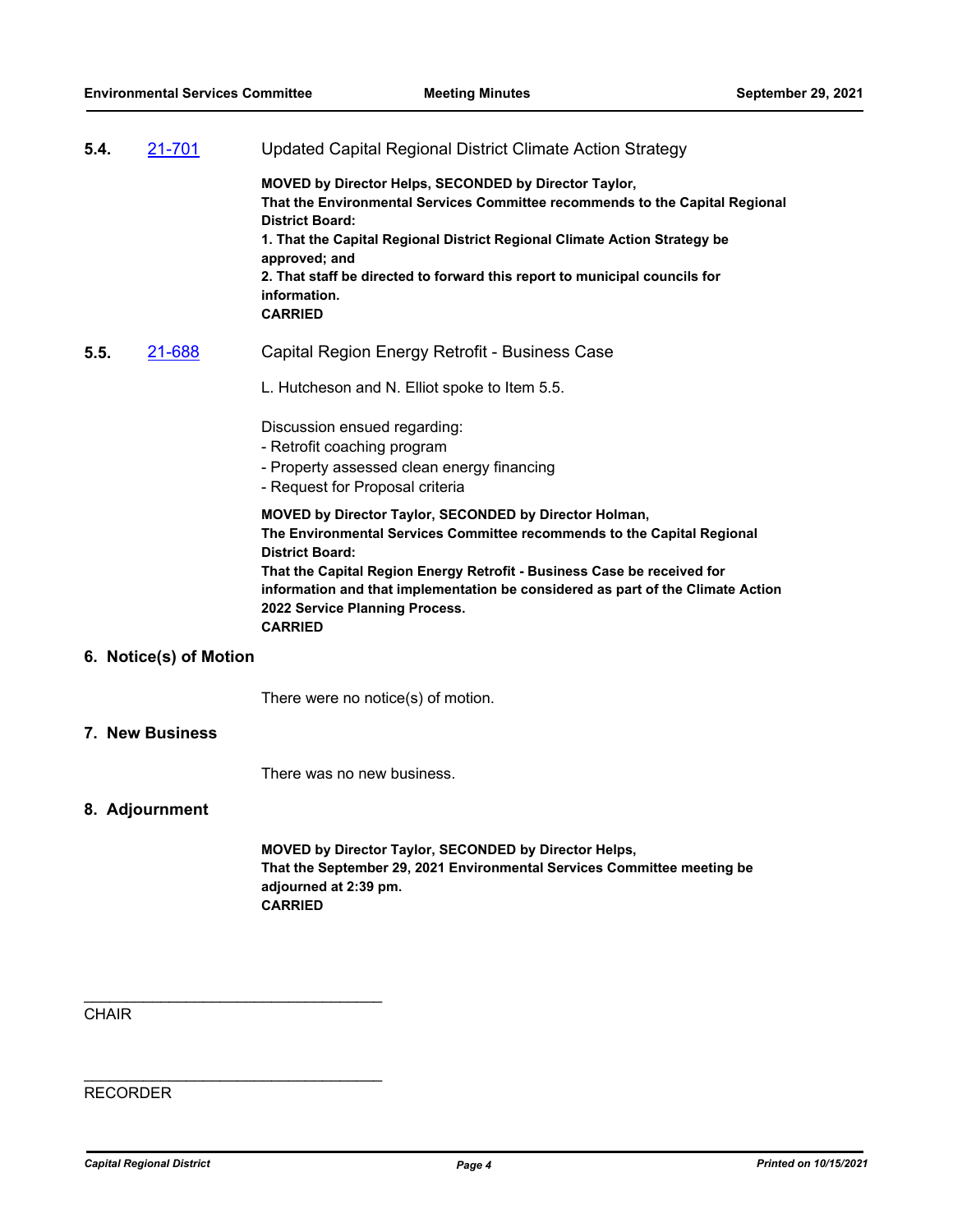**5.4.** 21-701 Updated Capital Regional District Climate Action Strategy

**MOVED by Director Helps, SECONDED by Director Taylor,**
**That the Environmental Services Committee recommends to the Capital Regional District Board:**
**1. That the Capital Regional District Regional Climate Action Strategy be approved; and**
**2. That staff be directed to forward this report to municipal councils for information.**
**CARRIED**

**5.5.** 21-688 Capital Region Energy Retrofit - Business Case

L. Hutcheson and N. Elliot spoke to Item 5.5.

Discussion ensued regarding:
- Retrofit coaching program
- Property assessed clean energy financing
- Request for Proposal criteria

**MOVED by Director Taylor, SECONDED by Director Holman,**
**The Environmental Services Committee recommends to the Capital Regional District Board:**
**That the Capital Region Energy Retrofit - Business Case be received for information and that implementation be considered as part of the Climate Action 2022 Service Planning Process.**
**CARRIED**

## 6. Notice(s) of Motion

There were no notice(s) of motion.

## 7. New Business

There was no new business.

## 8. Adjournment

**MOVED by Director Taylor, SECONDED by Director Helps,**
**That the September 29, 2021 Environmental Services Committee meeting be adjourned at 2:39 pm.**
**CARRIED**

___________________________________
CHAIR

___________________________________
RECORDER